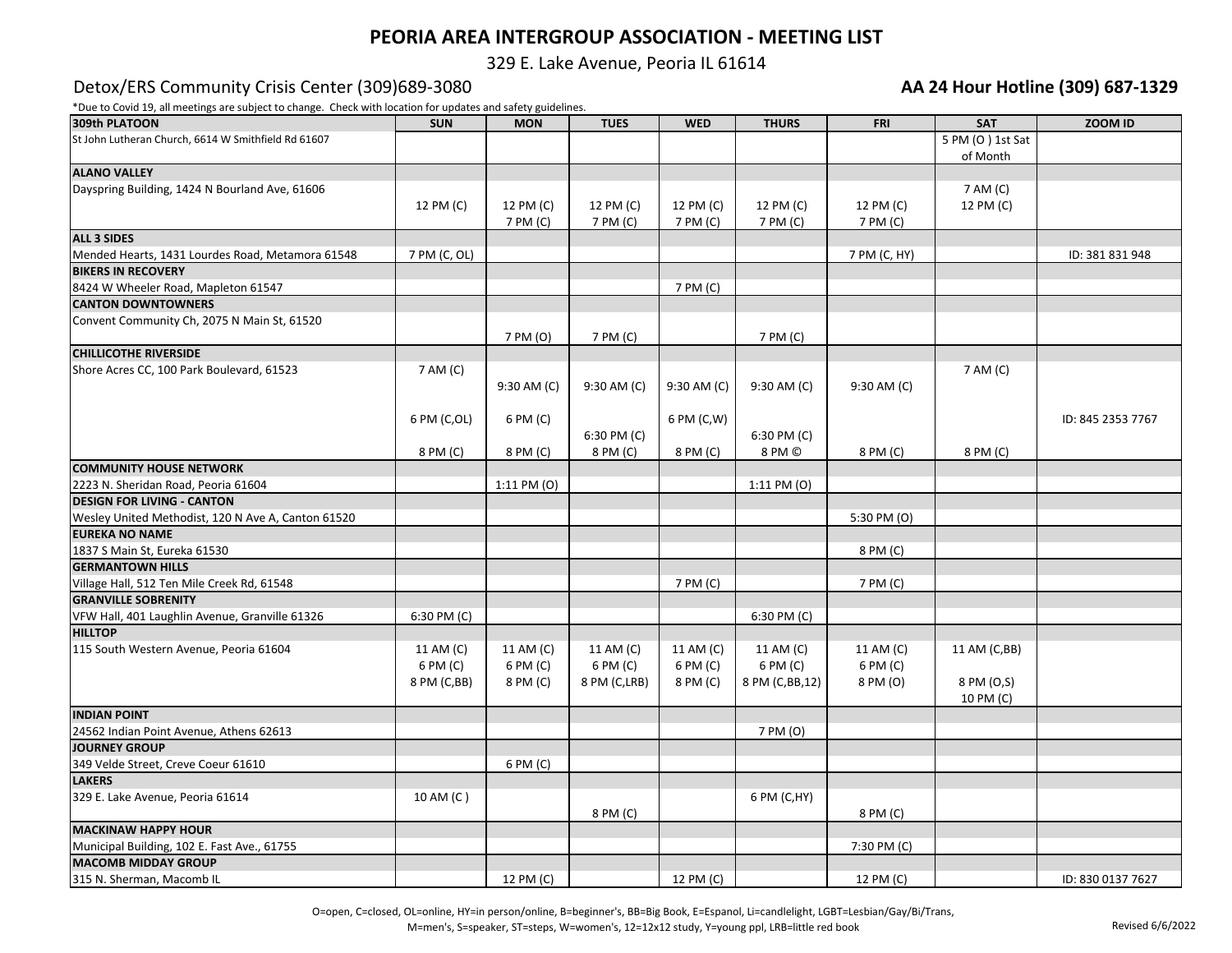# PEORIA AREA INTERGROUP ASSOCIATION - MEETING LIST

329 E. Lake Avenue, Peoria IL 61614

Detox/ERS Community Crisis Center (309)689-3080

**AA 24 Hour Hotline (309) 687-1329**

*Due to Covid 19, all meetings are subject to change. Check with location for updates and safety guidelines.

| 309th PLATOON | SUN | MON | TUES | WED | THURS | FRI | SAT | ZOOM ID |
|---|---|---|---|---|---|---|---|---|
| St John Lutheran Church, 6614 W Smithfield Rd 61607 | | | | | | | 5 PM (O ) 1st Sat of Month | |
| **ALANO VALLEY** | | | | | | | | |
| Dayspring Building, 1424 N Bourland Ave, 61606 | 12 PM (C) | 12 PM (C)<br>7 PM (C) | 12 PM (C)<br>7 PM (C) | 12 PM (C)<br>7 PM (C) | 12 PM (C)<br>7 PM (C) | 12 PM (C)<br>7 PM (C) | 7 AM (C)<br>12 PM (C) | |
| **ALL 3 SIDES** | | | | | | | | |
| Mended Hearts, 1431 Lourdes Road, Metamora 61548 | 7 PM (C, OL) | | | | | 7 PM (C, HY) | | ID: 381 831 948 |
| **BIKERS IN RECOVERY** | | | | | | | | |
| 8424 W Wheeler Road, Mapleton 61547 | | | | 7 PM (C) | | | | |
| **CANTON DOWNTOWNERS** | | | | | | | | |
| Convent Community Ch, 2075 N Main St, 61520 | | 7 PM (O) | 7 PM (C) | | 7 PM (C) | | | |
| **CHILLICOTHE RIVERSIDE** | | | | | | | | |
| Shore Acres CC, 100 Park Boulevard, 61523 | 7 AM (C)<br>6 PM (C,OL)<br>8 PM (C) | 9:30 AM (C)<br>6 PM (C)<br>8 PM (C) | 9:30 AM (C)<br>6:30 PM (C)<br>8 PM (C) | 9:30 AM (C)<br>6 PM (C,W)<br>8 PM (C) | 9:30 AM (C)<br>6:30 PM (C)<br>8 PM © | 9:30 AM (C)<br>8 PM (C) | 7 AM (C)<br>8 PM (C) | ID: 845 2353 7767 |
| **COMMUNITY HOUSE NETWORK** | | | | | | | | |
| 2223 N. Sheridan Road, Peoria 61604 | | 1:11 PM (O) | | | 1:11 PM (O) | | | |
| **DESIGN FOR LIVING - CANTON** | | | | | | | | |
| Wesley United Methodist, 120 N Ave A, Canton 61520 | | | | | | 5:30 PM (O) | | |
| **EUREKA NO NAME** | | | | | | | | |
| 1837 S Main St, Eureka 61530 | | | | | | 8 PM (C) | | |
| **GERMANTOWN HILLS** | | | | | | | | |
| Village Hall, 512 Ten Mile Creek Rd, 61548 | | | | 7 PM (C) | | 7 PM (C) | | |
| **GRANVILLE SOBRENITY** | | | | | | | | |
| VFW Hall, 401 Laughlin Avenue, Granville 61326 | 6:30 PM (C) | | | | 6:30 PM (C) | | | |
| **HILLTOP** | | | | | | | | |
| 115 South Western Avenue, Peoria 61604 | 11 AM (C)<br>6 PM (C)<br>8 PM (C,BB) | 11 AM (C)<br>6 PM (C)<br>8 PM (C) | 11 AM (C)<br>6 PM (C)<br>8 PM (C,LRB) | 11 AM (C)<br>6 PM (C)<br>8 PM (C) | 11 AM (C)<br>6 PM (C)<br>8 PM (C,BB,12) | 11 AM (C)<br>6 PM (C)<br>8 PM (O) | 11 AM (C,BB)<br>8 PM (O,S)<br>10 PM (C) | |
| **INDIAN POINT** | | | | | | | | |
| 24562 Indian Point Avenue, Athens 62613 | | | | | 7 PM (O) | | | |
| **JOURNEY GROUP** | | | | | | | | |
| 349 Velde Street, Creve Coeur 61610 | | 6 PM (C) | | | | | | |
| **LAKERS** | | | | | | | | |
| 329 E. Lake Avenue, Peoria 61614 | 10 AM (C ) | | 8 PM (C) | | 6 PM (C,HY) | 8 PM (C) | | |
| **MACKINAW HAPPY HOUR** | | | | | | | | |
| Municipal Building, 102 E. Fast Ave., 61755 | | | | | | 7:30 PM (C) | | |
| **MACOMB MIDDAY GROUP** | | | | | | | | |
| 315 N. Sherman, Macomb IL | | 12 PM (C) | | 12 PM (C) | | 12 PM (C) | | ID: 830 0137 7627 |

O=open, C=closed, OL=online, HY=in person/online, B=beginner's, BB=Big Book, E=Espanol, Li=candlelight, LGBT=Lesbian/Gay/Bi/Trans, M=men's, S=speaker, ST=steps, W=women's, 12=12x12 study, Y=young ppl, LRB=little red book

Revised 6/6/2022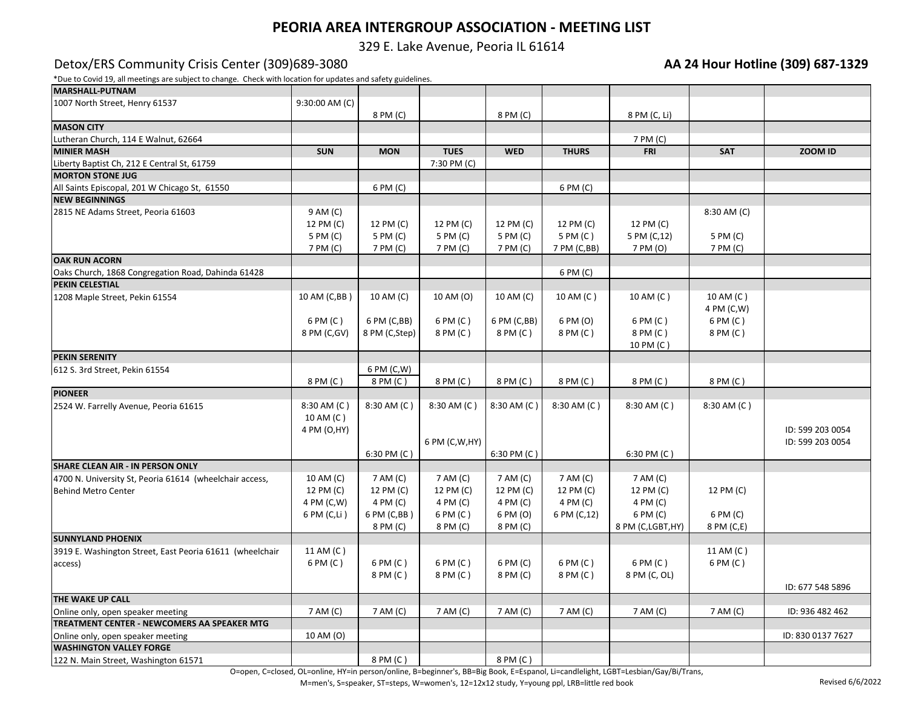# PEORIA AREA INTERGROUP ASSOCIATION - MEETING LIST

329 E. Lake Avenue, Peoria IL 61614

Detox/ERS Community Crisis Center (309)689-3080

**AA 24 Hour Hotline (309) 687-1329**

*Due to Covid 19, all meetings are subject to change. Check with location for updates and safety guidelines.

| | | | | | | | | |
|---|---|---|---|---|---|---|---|---|
| **MARSHALL-PUTNAM** | | | | | | | | |
| 1007 North Street, Henry 61537 | 9:30:00 AM (C) | 8 PM (C) | | 8 PM (C) | | 8 PM (C, Li) | | |
| **MASON CITY** | | | | | | | | |
| Lutheran Church, 114 E Walnut, 62664 | | | | | | 7 PM (C) | | |
| **MINIER MASH** | **SUN** | **MON** | **TUES** | **WED** | **THURS** | **FRI** | **SAT** | **ZOOM ID** |
| Liberty Baptist Ch, 212 E Central St, 61759 | | | 7:30 PM (C) | | | | | |
| **MORTON STONE JUG** | | | | | | | | |
| All Saints Episcopal, 201 W Chicago St, 61550 | | 6 PM (C) | | | 6 PM (C) | | | |
| **NEW BEGINNINGS** | | | | | | | | |
| 2815 NE Adams Street, Peoria 61603 | 9 AM (C)<br>12 PM (C)<br>5 PM (C)<br>7 PM (C) | 12 PM (C)<br>5 PM (C)<br>7 PM (C) | 12 PM (C)<br>5 PM (C)<br>7 PM (C) | 12 PM (C)<br>5 PM (C)<br>7 PM (C) | 12 PM (C)<br>5 PM (C )<br>7 PM (C,BB) | 12 PM (C)<br>5 PM (C,12)<br>7 PM (O) | 8:30 AM (C)<br>5 PM (C)<br>7 PM (C) | |
| **OAK RUN ACORN** | | | | | | | | |
| Oaks Church, 1868 Congregation Road, Dahinda 61428 | | | | | 6 PM (C) | | | |
| **PEKIN CELESTIAL** | | | | | | | | |
| 1208 Maple Street, Pekin 61554 | 10 AM (C,BB )<br>6 PM (C )<br>8 PM (C,GV) | 10 AM (C)<br>6 PM (C,BB)<br>8 PM (C,Step) | 10 AM (O)<br>6 PM (C )<br>8 PM (C ) | 10 AM (C)<br>6 PM (C,BB)<br>8 PM (C ) | 10 AM (C )<br>6 PM (O)<br>8 PM (C ) | 10 AM (C )<br>6 PM (C )<br>8 PM (C )<br>10 PM (C ) | 10 AM (C )<br>4 PM (C,W)<br>6 PM (C )<br>8 PM (C ) | |
| **PEKIN SERENITY** | | | | | | | | |
| 612 S. 3rd Street, Pekin 61554 | 8 PM (C ) | 6 PM (C,W)<br>8 PM (C ) | 8 PM (C ) | 8 PM (C ) | 8 PM (C ) | 8 PM (C ) | 8 PM (C ) | |
| **PIONEER** | | | | | | | | |
| 2524 W. Farrelly Avenue, Peoria 61615 | 8:30 AM (C )<br>10 AM (C )<br>4 PM (O,HY) | 8:30 AM (C )<br>6:30 PM (C ) | 8:30 AM (C )<br>6 PM (C,W,HY) | 8:30 AM (C )<br>6:30 PM (C ) | 8:30 AM (C ) | 8:30 AM (C )<br>6:30 PM (C ) | 8:30 AM (C ) | ID: 599 203 0054<br>ID: 599 203 0054 |
| **SHARE CLEAN AIR - IN PERSON ONLY** | | | | | | | | |
| 4700 N. University St, Peoria 61614 (wheelchair access, Behind Metro Center | 10 AM (C)<br>12 PM (C)<br>4 PM (C,W)<br>6 PM (C,Li ) | 7 AM (C)<br>12 PM (C)<br>4 PM (C)<br>6 PM (C,BB )<br>8 PM (C) | 7 AM (C)<br>12 PM (C)<br>4 PM (C)<br>6 PM (C )<br>8 PM (C) | 7 AM (C)<br>12 PM (C)<br>4 PM (C)<br>6 PM (O)<br>8 PM (C) | 7 AM (C)<br>12 PM (C)<br>4 PM (C)<br>6 PM (C,12) | 7 AM (C)<br>12 PM (C)<br>4 PM (C)<br>6 PM (C)<br>8 PM (C,LGBT,HY) | 12 PM (C)<br>6 PM (C)<br>8 PM (C,E) | |
| **SUNNYLAND PHOENIX** | | | | | | | | |
| 3919 E. Washington Street, East Peoria 61611 (wheelchair access) | 11 AM (C )<br>6 PM (C ) | 6 PM (C )<br>8 PM (C ) | 6 PM (C )<br>8 PM (C ) | 6 PM (C)<br>8 PM (C) | 6 PM (C )<br>8 PM (C ) | 6 PM (C )<br>8 PM (C, OL) | 11 AM (C )<br>6 PM (C ) | ID: 677 548 5896 |
| **THE WAKE UP CALL** | | | | | | | | |
| Online only, open speaker meeting | 7 AM (C) | 7 AM (C) | 7 AM (C) | 7 AM (C) | 7 AM (C) | 7 AM (C) | 7 AM (C) | ID: 936 482 462 |
| **TREATMENT CENTER - NEWCOMERS AA SPEAKER MTG** | | | | | | | | |
| Online only, open speaker meeting | 10 AM (O) | | | | | | | ID: 830 0137 7627 |
| **WASHINGTON VALLEY FORGE** | | | | | | | | |
| 122 N. Main Street, Washington 61571 | | 8 PM (C ) | | 8 PM (C ) | | | | |

O=open, C=closed, OL=online, HY=in person/online, B=beginner's, BB=Big Book, E=Espanol, Li=candlelight, LGBT=Lesbian/Gay/Bi/Trans, M=men's, S=speaker, ST=steps, W=women's, 12=12x12 study, Y=young ppl, LRB=little red book

Revised 6/6/2022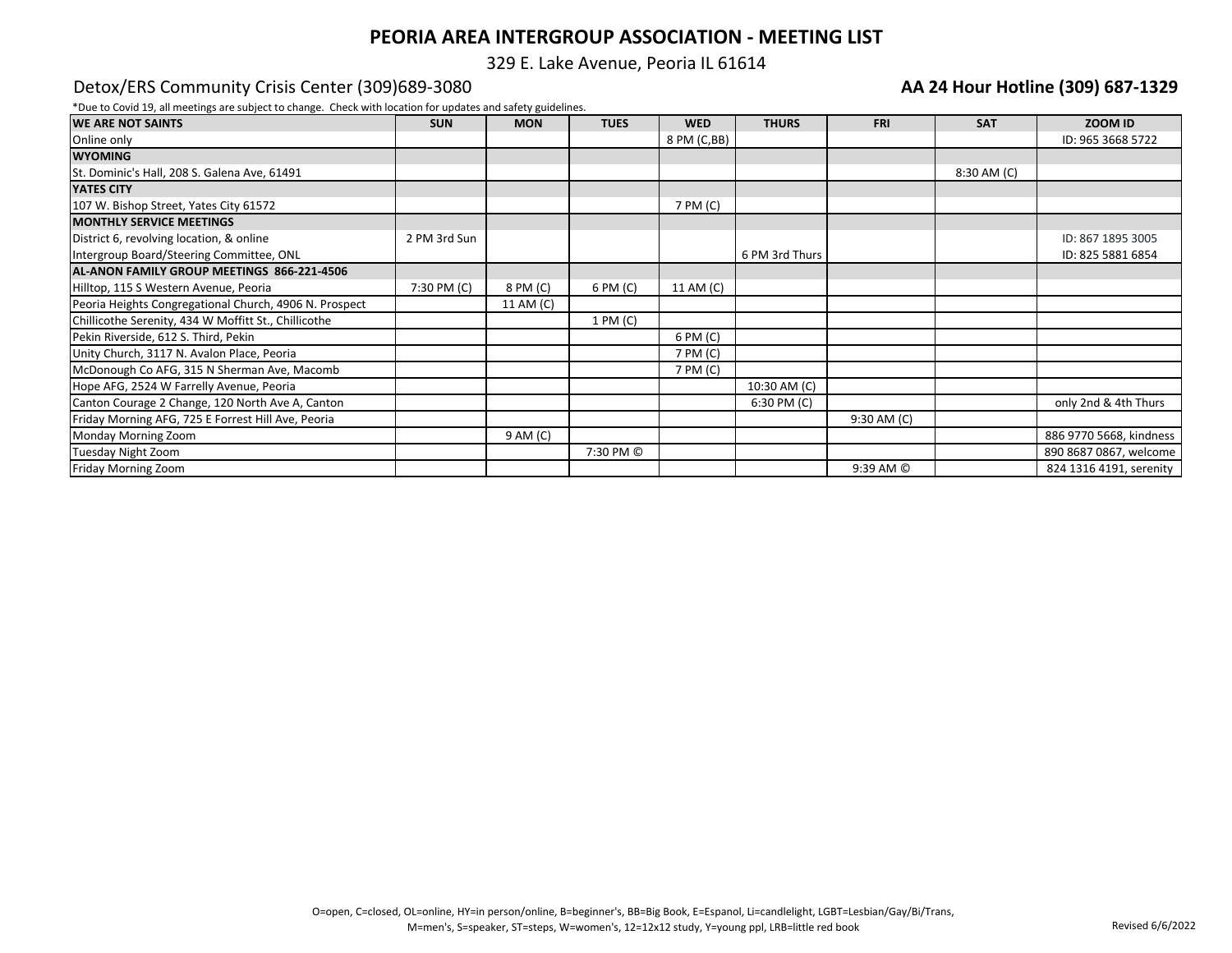# PEORIA AREA INTERGROUP ASSOCIATION - MEETING LIST

329 E. Lake Avenue, Peoria IL 61614

Detox/ERS Community Crisis Center (309)689-3080

**AA 24 Hour Hotline (309) 687-1329**

*Due to Covid 19, all meetings are subject to change. Check with location for updates and safety guidelines.

| WE ARE NOT SAINTS | SUN | MON | TUES | WED | THURS | FRI | SAT | ZOOM ID |
|---|---|---|---|---|---|---|---|---|
| Online only | | | | 8 PM (C,BB) | | | | ID: 965 3668 5722 |
| **WYOMING** | | | | | | | | |
| St. Dominic's Hall, 208 S. Galena Ave, 61491 | | | | | | | 8:30 AM (C) | |
| **YATES CITY** | | | | | | | | |
| 107 W. Bishop Street, Yates City 61572 | | | | 7 PM (C) | | | | |
| **MONTHLY SERVICE MEETINGS** | | | | | | | | |
| District 6, revolving location, & online | 2 PM 3rd Sun | | | | | | | ID: 867 1895 3005 |
| Intergroup Board/Steering Committee, ONL | | | | | 6 PM 3rd Thurs | | | ID: 825 5881 6854 |
| **AL-ANON FAMILY GROUP MEETINGS 866-221-4506** | | | | | | | | |
| Hilltop, 115 S Western Avenue, Peoria | 7:30 PM (C) | 8 PM (C) | 6 PM (C) | 11 AM (C) | | | | |
| Peoria Heights Congregational Church, 4906 N. Prospect | | 11 AM (C) | | | | | | |
| Chillicothe Serenity, 434 W Moffitt St., Chillicothe | | | 1 PM (C) | | | | | |
| Pekin Riverside, 612 S. Third, Pekin | | | | 6 PM (C) | | | | |
| Unity Church, 3117 N. Avalon Place, Peoria | | | | 7 PM (C) | | | | |
| McDonough Co AFG, 315 N Sherman Ave, Macomb | | | | 7 PM (C) | | | | |
| Hope AFG, 2524 W Farrelly Avenue, Peoria | | | | | 10:30 AM (C) | | | |
| Canton Courage 2 Change, 120 North Ave A, Canton | | | | | 6:30 PM (C) | | | only 2nd & 4th Thurs |
| Friday Morning AFG, 725 E Forrest Hill Ave, Peoria | | | | | | 9:30 AM (C) | | |
| Monday Morning Zoom | | 9 AM (C) | | | | | | 886 9770 5668, kindness |
| Tuesday Night Zoom | | | 7:30 PM © | | | | | 890 8687 0867, welcome |
| Friday Morning Zoom | | | | | | 9:39 AM © | | 824 1316 4191, serenity |

O=open, C=closed, OL=online, HY=in person/online, B=beginner's, BB=Big Book, E=Espanol, Li=candlelight, LGBT=Lesbian/Gay/Bi/Trans, M=men's, S=speaker, ST=steps, W=women's, 12=12x12 study, Y=young ppl, LRB=little red book

Revised 6/6/2022